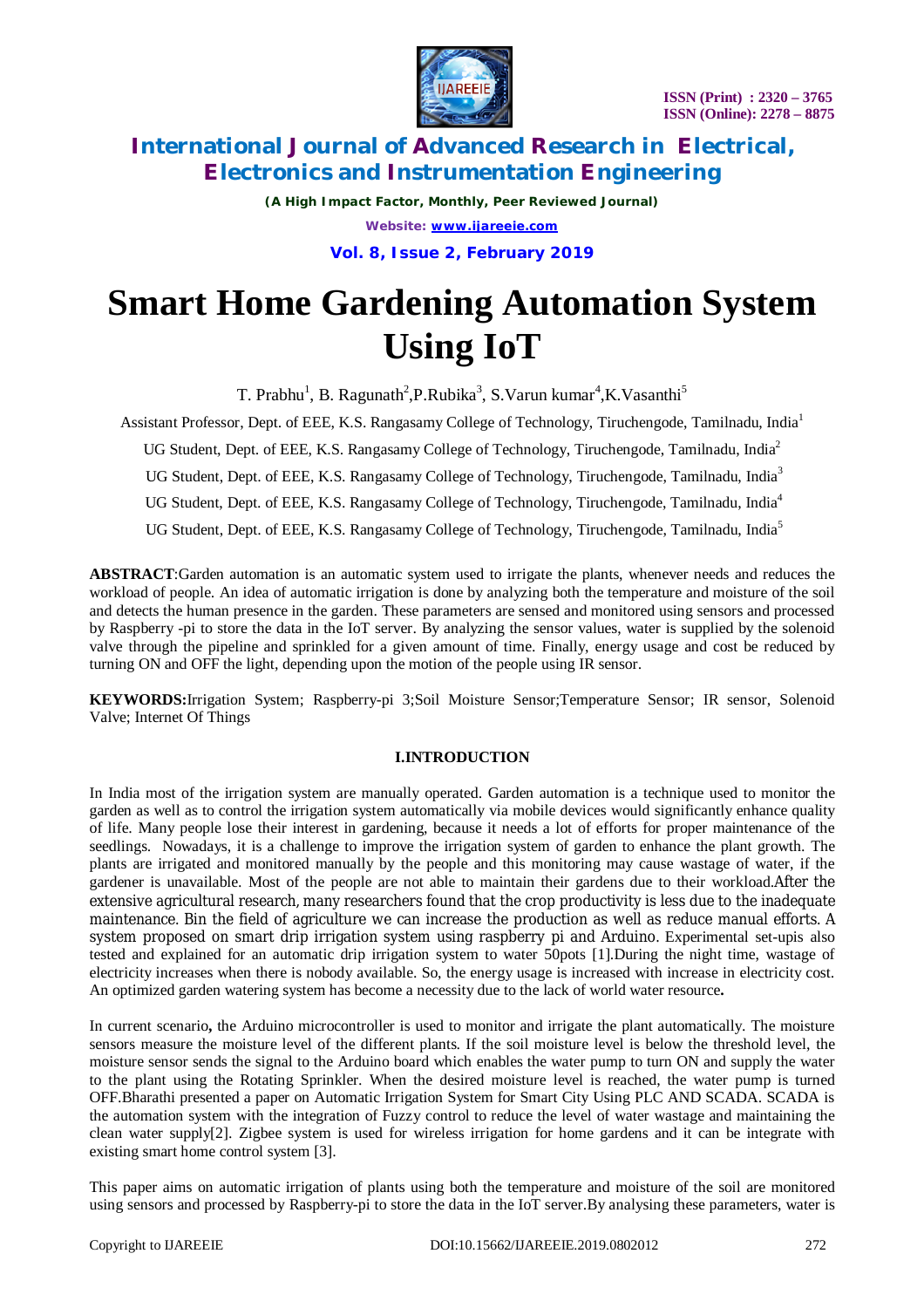# Smart Home Gardening Automation System Using IoT

T. Prabhu[1], B. Ragunath[2], P.Rubika[3], S.Varun kumar[4], K.Vasanthi[5]

Assistant Professor, Dept. of EEE, K.S. Rangasamy College of Technology, Tiruchengode, Tamilnadu, India[1]

UG Student, Dept. of EEE, K.S. Rangasamy College of Technology, Tiruchengode, Tamilnadu, India[2]

UG Student, Dept. of EEE, K.S. Rangasamy College of Technology, Tiruchengode, Tamilnadu, India[3]

UG Student, Dept. of EEE, K.S. Rangasamy College of Technology, Tiruchengode, Tamilnadu, India[4]

UG Student, Dept. of EEE, K.S. Rangasamy College of Technology, Tiruchengode, Tamilnadu, India[5]

**ABSTRACT**:Garden automation is an automatic system used to irrigate the plants, whenever needs and reduces the workload of people. An idea of automatic irrigation is done by analyzing both the temperature and moisture of the soil and detects the human presence in the garden. These parameters are sensed and monitored using sensors and processed by Raspberry -pi to store the data in the IoT server. By analyzing the sensor values, water is supplied by the solenoid valve through the pipeline and sprinkled for a given amount of time. Finally, energy usage and cost be reduced by turning ON and OFF the light, depending upon the motion of the people using IR sensor.

**KEYWORDS:**Irrigation System; Raspberry-pi 3;Soil Moisture Sensor;Temperature Sensor; IR sensor, Solenoid Valve; Internet Of Things

## I.INTRODUCTION

In India most of the irrigation system are manually operated. Garden automation is a technique used to monitor the garden as well as to control the irrigation system automatically via mobile devices would significantly enhance quality of life. Many people lose their interest in gardening, because it needs a lot of efforts for proper maintenance of the seedlings. Nowadays, it is a challenge to improve the irrigation system of garden to enhance the plant growth. The plants are irrigated and monitored manually by the people and this monitoring may cause wastage of water, if the gardener is unavailable. Most of the people are not able to maintain their gardens due to their workload.After the extensive agricultural research, many researchers found that the crop productivity is less due to the inadequate maintenance. Bin the field of agriculture we can increase the production as well as reduce manual efforts. A system proposed on smart drip irrigation system using raspberry pi and Arduino. Experimental set-upis also tested and explained for an automatic drip irrigation system to water 50pots [1].During the night time, wastage of electricity increases when there is nobody available. So, the energy usage is increased with increase in electricity cost. An optimized garden watering system has become a necessity due to the lack of world water resource**.**

In current scenario**,** the Arduino microcontroller is used to monitor and irrigate the plant automatically. The moisture sensors measure the moisture level of the different plants. If the soil moisture level is below the threshold level, the moisture sensor sends the signal to the Arduino board which enables the water pump to turn ON and supply the water to the plant using the Rotating Sprinkler. When the desired moisture level is reached, the water pump is turned OFF.Bharathi presented a paper on Automatic Irrigation System for Smart City Using PLC AND SCADA. SCADA is the automation system with the integration of Fuzzy control to reduce the level of water wastage and maintaining the clean water supply[2]. Zigbee system is used for wireless irrigation for home gardens and it can be integrate with existing smart home control system [3].

This paper aims on automatic irrigation of plants using both the temperature and moisture of the soil are monitored using sensors and processed by Raspberry-pi to store the data in the IoT server.By analysing these parameters, water is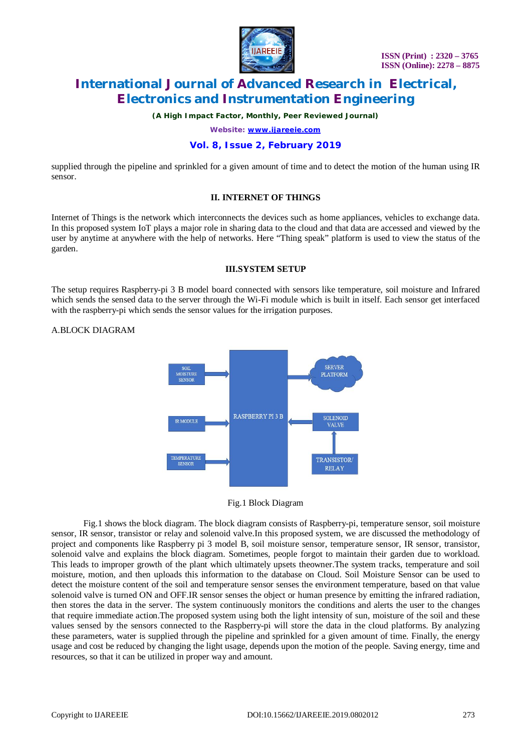supplied through the pipeline and sprinkled for a given amount of time and to detect the motion of the human using IR sensor.

## II. INTERNET OF THINGS

Internet of Things is the network which interconnects the devices such as home appliances, vehicles to exchange data. In this proposed system IoT plays a major role in sharing data to the cloud and that data are accessed and viewed by the user by anytime at anywhere with the help of networks. Here “Thing speak” platform is used to view the status of the garden.

## III.SYSTEM SETUP

The setup requires Raspberry-pi 3 B model board connected with sensors like temperature, soil moisture and Infrared which sends the sensed data to the server through the Wi-Fi module which is built in itself. Each sensor get interfaced with the raspberry-pi which sends the sensor values for the irrigation purposes.

A.BLOCK DIAGRAM

SOIL MOISTURE SENSOR → RASPBERRY PI 3 B → SERVER PLATFORM

IR MODULE → RASPBERRY PI 3 B ← SOLENOID VALVE ← TRANSISTOR/ RELAY

TEMPERATURE SENSOR → RASPBERRY PI 3 B

Fig.1 Block Diagram

Fig.1 shows the block diagram. The block diagram consists of Raspberry-pi, temperature sensor, soil moisture sensor, IR sensor, transistor or relay and solenoid valve.In this proposed system, we are discussed the methodology of project and components like Raspberry pi 3 model B, soil moisture sensor, temperature sensor, IR sensor, transistor, solenoid valve and explains the block diagram. Sometimes, people forgot to maintain their garden due to workload. This leads to improper growth of the plant which ultimately upsets theowner.The system tracks, temperature and soil moisture, motion, and then uploads this information to the database on Cloud. Soil Moisture Sensor can be used to detect the moisture content of the soil and temperature sensor senses the environment temperature, based on that value solenoid valve is turned ON and OFF.IR sensor senses the object or human presence by emitting the infrared radiation, then stores the data in the server. The system continuously monitors the conditions and alerts the user to the changes that require immediate action.The proposed system using both the light intensity of sun, moisture of the soil and these values sensed by the sensors connected to the Raspberry-pi will store the data in the cloud platforms. By analyzing these parameters, water is supplied through the pipeline and sprinkled for a given amount of time. Finally, the energy usage and cost be reduced by changing the light usage, depends upon the motion of the people. Saving energy, time and resources, so that it can be utilized in proper way and amount.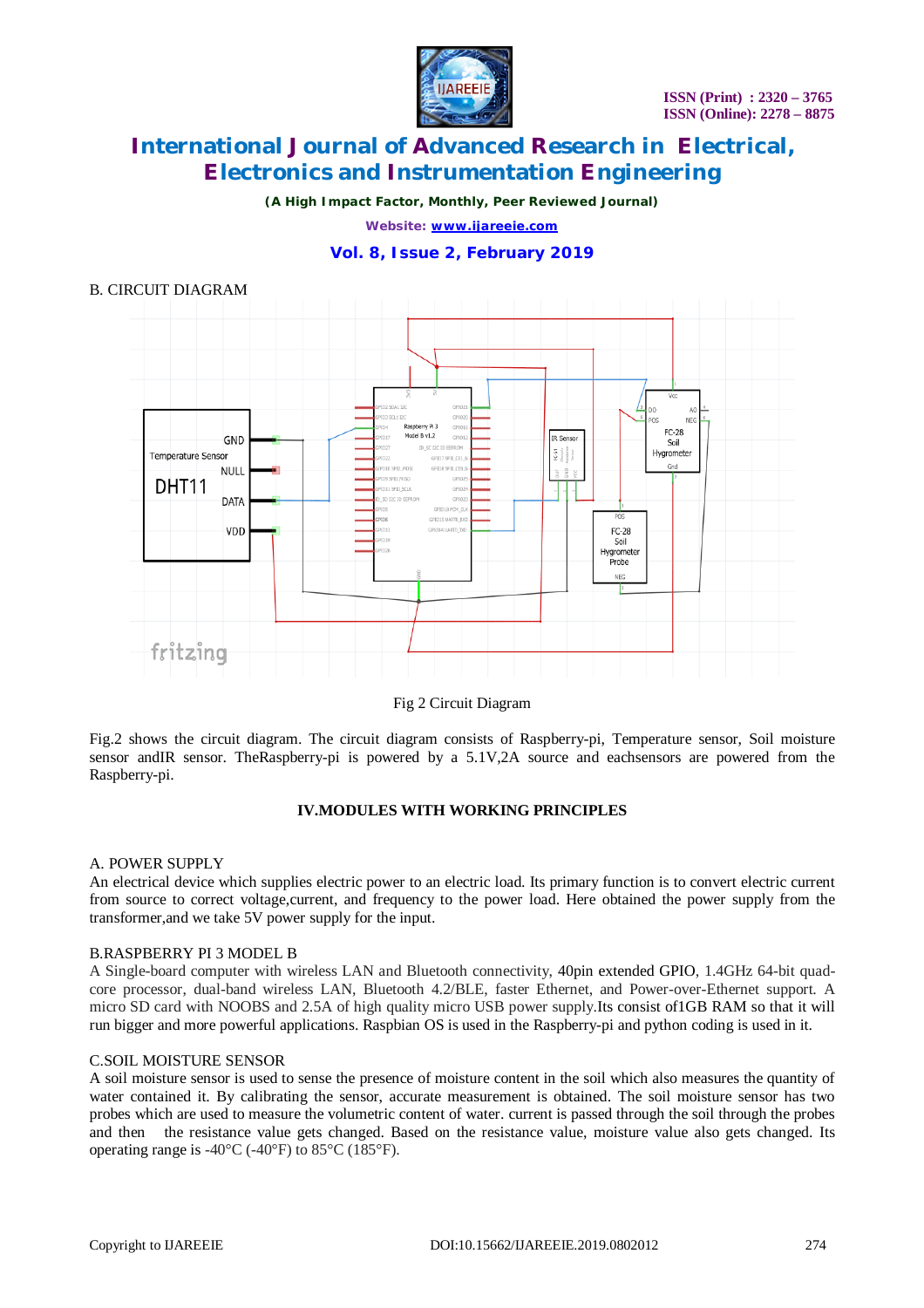B. CIRCUIT DIAGRAM

Fig 2 Circuit Diagram

Fig.2 shows the circuit diagram. The circuit diagram consists of Raspberry-pi, Temperature sensor, Soil moisture sensor andIR sensor. TheRaspberry-pi is powered by a 5.1V,2A source and eachsensors are powered from the Raspberry-pi.

## IV.MODULES WITH WORKING PRINCIPLES

### A. POWER SUPPLY

An electrical device which supplies electric power to an electric load. Its primary function is to convert electric current from source to correct voltage,current, and frequency to the power load. Here obtained the power supply from the transformer,and we take 5V power supply for the input.

### B.RASPBERRY PI 3 MODEL B

A Single-board computer with wireless LAN and Bluetooth connectivity, 40pin extended GPIO, 1.4GHz 64-bit quad-core processor, dual-band wireless LAN, Bluetooth 4.2/BLE, faster Ethernet, and Power-over-Ethernet support. A micro SD card with NOOBS and 2.5A of high quality micro USB power supply.Its consist of1GB RAM so that it will run bigger and more powerful applications. Raspbian OS is used in the Raspberry-pi and python coding is used in it.

### C.SOIL MOISTURE SENSOR

A soil moisture sensor is used to sense the presence of moisture content in the soil which also measures the quantity of water contained it. By calibrating the sensor, accurate measurement is obtained. The soil moisture sensor has two probes which are used to measure the volumetric content of water. current is passed through the soil through the probes and then the resistance value gets changed. Based on the resistance value, moisture value also gets changed. Its operating range is -40°C (-40°F) to 85°C (185°F).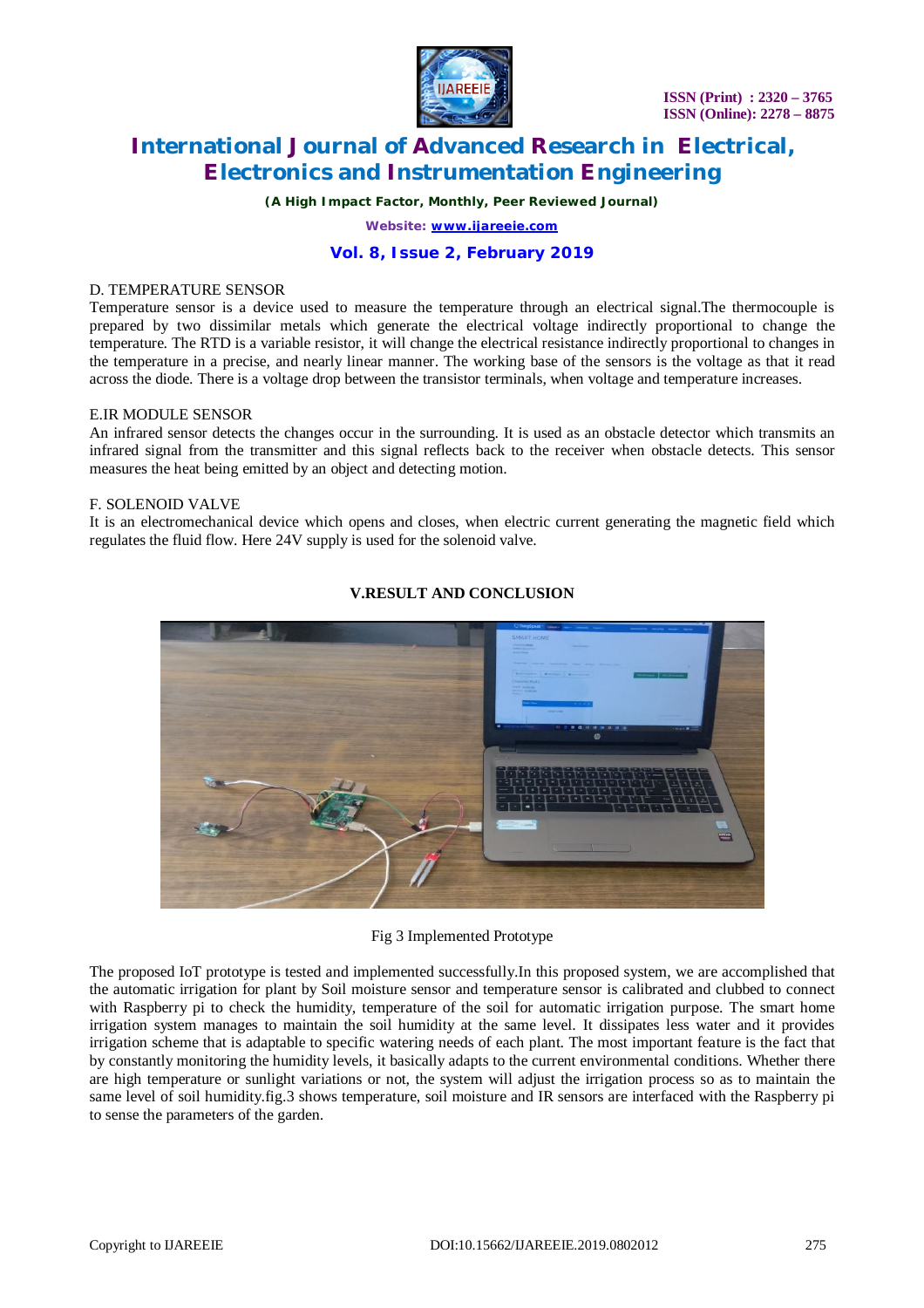D. TEMPERATURE SENSOR

Temperature sensor is a device used to measure the temperature through an electrical signal.The thermocouple is prepared by two dissimilar metals which generate the electrical voltage indirectly proportional to change the temperature. The RTD is a variable resistor, it will change the electrical resistance indirectly proportional to changes in the temperature in a precise, and nearly linear manner. The working base of the sensors is the voltage as that it read across the diode. There is a voltage drop between the transistor terminals, when voltage and temperature increases.

E.IR MODULE SENSOR

An infrared sensor detects the changes occur in the surrounding. It is used as an obstacle detector which transmits an infrared signal from the transmitter and this signal reflects back to the receiver when obstacle detects. This sensor measures the heat being emitted by an object and detecting motion.

F. SOLENOID VALVE

It is an electromechanical device which opens and closes, when electric current generating the magnetic field which regulates the fluid flow. Here 24V supply is used for the solenoid valve.

## V.RESULT AND CONCLUSION

Fig 3 Implemented Prototype

The proposed IoT prototype is tested and implemented successfully.In this proposed system, we are accomplished that the automatic irrigation for plant by Soil moisture sensor and temperature sensor is calibrated and clubbed to connect with Raspberry pi to check the humidity, temperature of the soil for automatic irrigation purpose. The smart home irrigation system manages to maintain the soil humidity at the same level. It dissipates less water and it provides irrigation scheme that is adaptable to specific watering needs of each plant. The most important feature is the fact that by constantly monitoring the humidity levels, it basically adapts to the current environmental conditions. Whether there are high temperature or sunlight variations or not, the system will adjust the irrigation process so as to maintain the same level of soil humidity.fig.3 shows temperature, soil moisture and IR sensors are interfaced with the Raspberry pi to sense the parameters of the garden.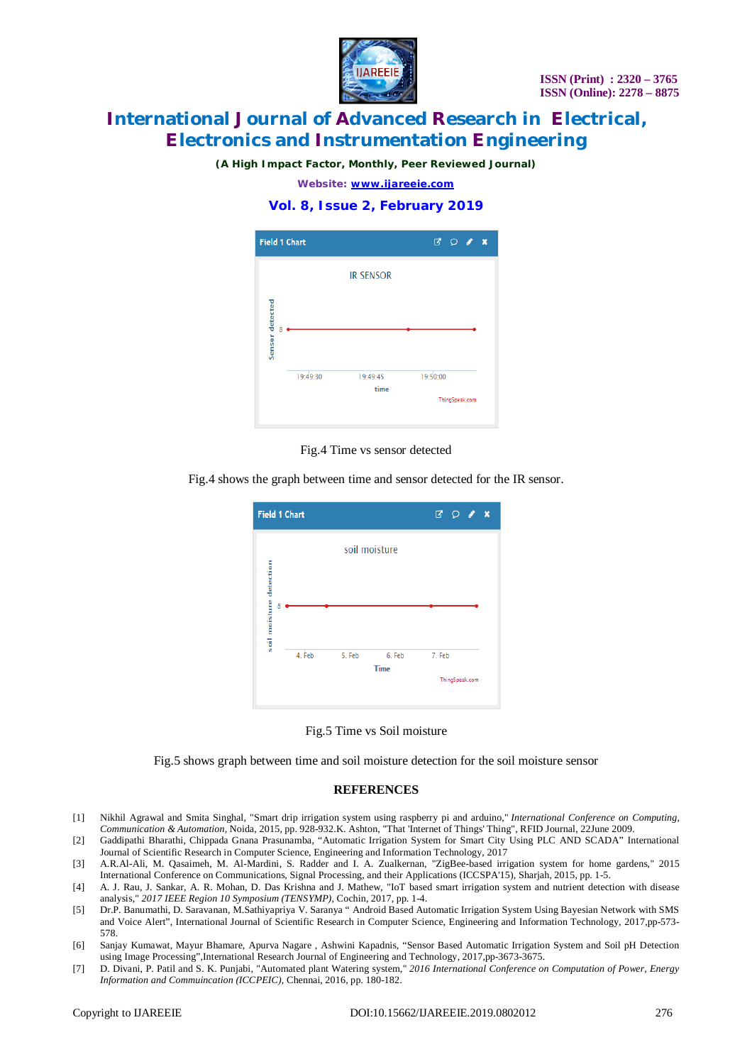Fig.4 Time vs sensor detected

Fig.4 shows the graph between time and sensor detected for the IR sensor.

Fig.5 Time vs Soil moisture

Fig.5 shows graph between time and soil moisture detection for the soil moisture sensor

## REFERENCES

[1] Nikhil Agrawal and Smita Singhal, "Smart drip irrigation system using raspberry pi and arduino," *International Conference on Computing, Communication & Automation*, Noida, 2015, pp. 928-932.K. Ashton, "That 'Internet of Things' Thing", RFID Journal, 22June 2009.

[2] Gaddipathi Bharathi, Chippada Gnana Prasunamba, "Automatic Irrigation System for Smart City Using PLC AND SCADA" International Journal of Scientific Research in Computer Science, Engineering and Information Technology, 2017

[3] A.R.Al-Ali, M. Qasaimeh, M. Al-Mardini, S. Radder and I. A. Zualkernan, "ZigBee-based irrigation system for home gardens," 2015 International Conference on Communications, Signal Processing, and their Applications (ICCSPA'15), Sharjah, 2015, pp. 1-5.

[4] A. J. Rau, J. Sankar, A. R. Mohan, D. Das Krishna and J. Mathew, "IoT based smart irrigation system and nutrient detection with disease analysis," *2017 IEEE Region 10 Symposium (TENSYMP)*, Cochin, 2017, pp. 1-4.

[5] Dr.P. Banumathi, D. Saravanan, M.Sathiyapriya V. Saranya " Android Based Automatic Irrigation System Using Bayesian Network with SMS and Voice Alert", International Journal of Scientific Research in Computer Science, Engineering and Information Technology, 2017,pp-573-578.

[6] Sanjay Kumawat, Mayur Bhamare, Apurva Nagare , Ashwini Kapadnis, "Sensor Based Automatic Irrigation System and Soil pH Detection using Image Processing",International Research Journal of Engineering and Technology, 2017,pp-3673-3675.

[7] D. Divani, P. Patil and S. K. Punjabi, "Automated plant Watering system," *2016 International Conference on Computation of Power, Energy Information and Commuincation (ICCPEIC)*, Chennai, 2016, pp. 180-182.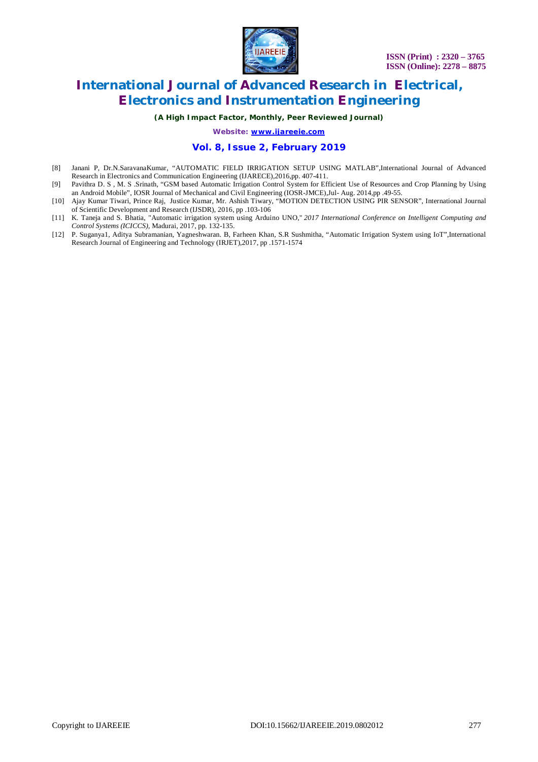[8] Janani P, Dr.N.SaravanaKumar, "AUTOMATIC FIELD IRRIGATION SETUP USING MATLAB",International Journal of Advanced Research in Electronics and Communication Engineering (IJARECE),2016,pp. 407-411.

[9] Pavithra D. S , M. S .Srinath, "GSM based Automatic Irrigation Control System for Efficient Use of Resources and Crop Planning by Using an Android Mobile", IOSR Journal of Mechanical and Civil Engineering (IOSR-JMCE),Jul- Aug. 2014,pp .49-55.

[10] Ajay Kumar Tiwari, Prince Raj, Justice Kumar, Mr. Ashish Tiwary, "MOTION DETECTION USING PIR SENSOR", International Journal of Scientific Development and Research (IJSDR), 2016, pp .103-106

[11] K. Taneja and S. Bhatia, "Automatic irrigation system using Arduino UNO," *2017 International Conference on Intelligent Computing and Control Systems (ICICCS)*, Madurai, 2017, pp. 132-135.

[12] P. Suganya1, Aditya Subramanian, Yagneshwaran. B, Farheen Khan, S.R Sushmitha, "Automatic Irrigation System using IoT",International Research Journal of Engineering and Technology (IRJET),2017, pp .1571-1574